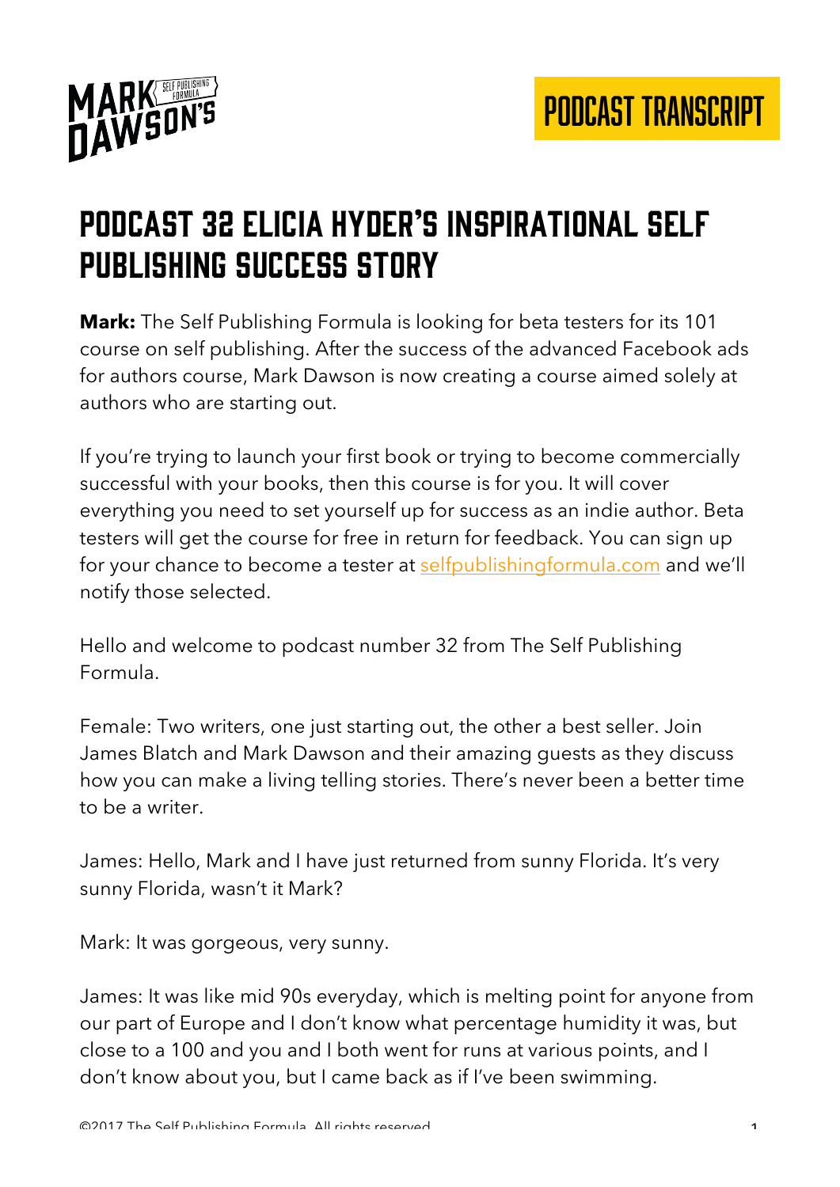# Podcast 32 Elicia Hyder's Inspirational Self Publishing Success Story

**Mark:** The Self Publishing Formula is looking for beta testers for its 101 course on self publishing. After the success of the advanced Facebook ads for authors course, Mark Dawson is now creating a course aimed solely at authors who are starting out.

If you're trying to launch your first book or trying to become commercially successful with your books, then this course is for you. It will cover everything you need to set yourself up for success as an indie author. Beta testers will get the course for free in return for feedback. You can sign up for your chance to become a tester at selfpublishingformula.com and we'll notify those selected.

Hello and welcome to podcast number 32 from The Self Publishing Formula.

Female: Two writers, one just starting out, the other a best seller. Join James Blatch and Mark Dawson and their amazing guests as they discuss how you can make a living telling stories. There's never been a better time to be a writer.

James: Hello, Mark and I have just returned from sunny Florida. It's very sunny Florida, wasn't it Mark?

Mark: It was gorgeous, very sunny.

James: It was like mid 90s everyday, which is melting point for anyone from our part of Europe and I don't know what percentage humidity it was, but close to a 100 and you and I both went for runs at various points, and I don't know about you, but I came back as if I've been swimming.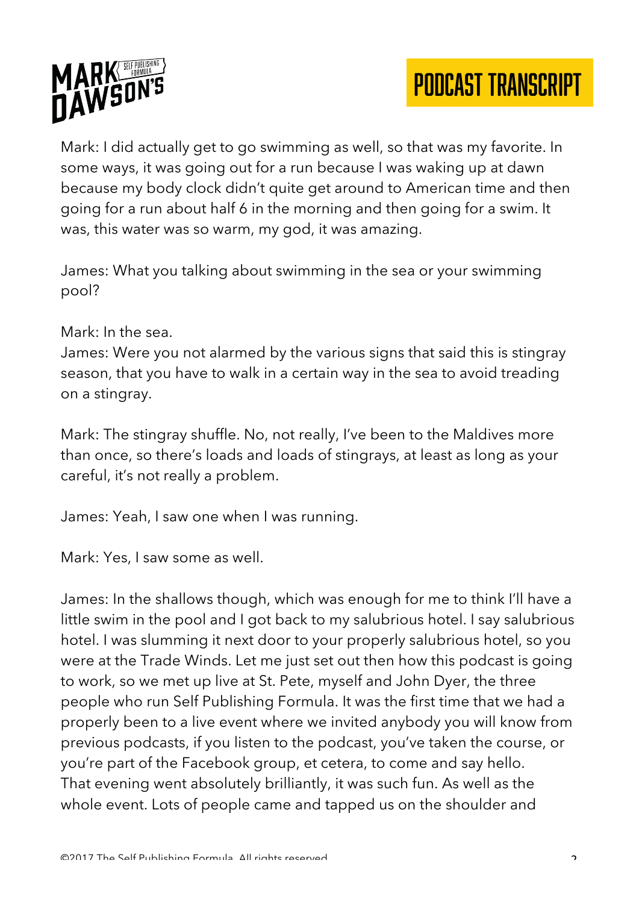Mark: I did actually get to go swimming as well, so that was my favorite. In some ways, it was going out for a run because I was waking up at dawn because my body clock didn't quite get around to American time and then going for a run about half 6 in the morning and then going for a swim. It was, this water was so warm, my god, it was amazing.

James: What you talking about swimming in the sea or your swimming pool?

Mark: In the sea.
James: Were you not alarmed by the various signs that said this is stingray season, that you have to walk in a certain way in the sea to avoid treading on a stingray.

Mark: The stingray shuffle. No, not really, I've been to the Maldives more than once, so there's loads and loads of stingrays, at least as long as your careful, it's not really a problem.

James: Yeah, I saw one when I was running.

Mark: Yes, I saw some as well.

James: In the shallows though, which was enough for me to think I'll have a little swim in the pool and I got back to my salubrious hotel. I say salubrious hotel. I was slumming it next door to your properly salubrious hotel, so you were at the Trade Winds. Let me just set out then how this podcast is going to work, so we met up live at St. Pete, myself and John Dyer, the three people who run Self Publishing Formula. It was the first time that we had a properly been to a live event where we invited anybody you will know from previous podcasts, if you listen to the podcast, you've taken the course, or you're part of the Facebook group, et cetera, to come and say hello. That evening went absolutely brilliantly, it was such fun. As well as the whole event. Lots of people came and tapped us on the shoulder and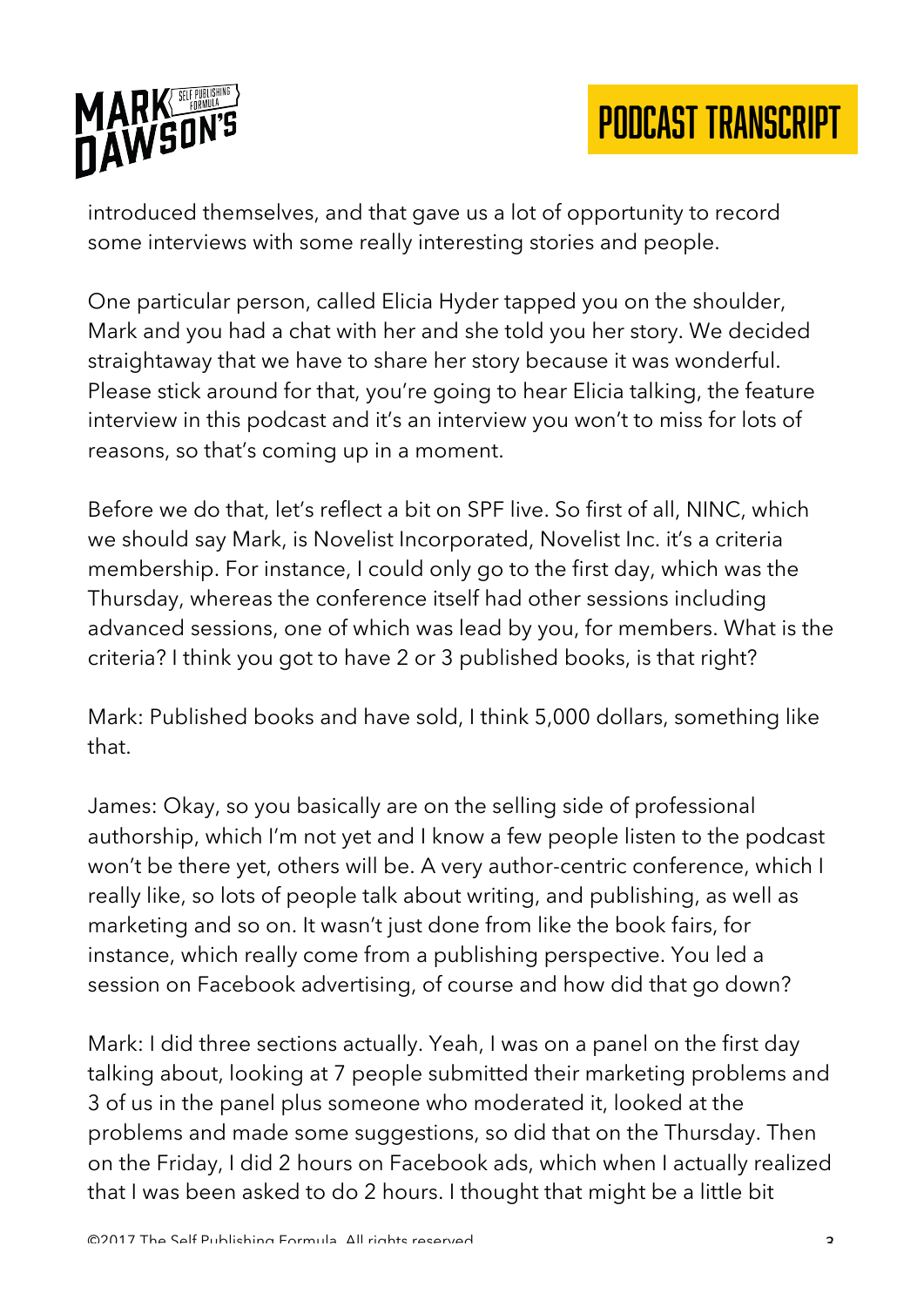introduced themselves, and that gave us a lot of opportunity to record some interviews with some really interesting stories and people.

One particular person, called Elicia Hyder tapped you on the shoulder, Mark and you had a chat with her and she told you her story. We decided straightaway that we have to share her story because it was wonderful. Please stick around for that, you're going to hear Elicia talking, the feature interview in this podcast and it's an interview you won't to miss for lots of reasons, so that's coming up in a moment.

Before we do that, let's reflect a bit on SPF live. So first of all, NINC, which we should say Mark, is Novelist Incorporated, Novelist Inc. it's a criteria membership. For instance, I could only go to the first day, which was the Thursday, whereas the conference itself had other sessions including advanced sessions, one of which was lead by you, for members. What is the criteria? I think you got to have 2 or 3 published books, is that right?

Mark: Published books and have sold, I think 5,000 dollars, something like that.

James: Okay, so you basically are on the selling side of professional authorship, which I'm not yet and I know a few people listen to the podcast won't be there yet, others will be. A very author-centric conference, which I really like, so lots of people talk about writing, and publishing, as well as marketing and so on. It wasn't just done from like the book fairs, for instance, which really come from a publishing perspective. You led a session on Facebook advertising, of course and how did that go down?

Mark: I did three sections actually. Yeah, I was on a panel on the first day talking about, looking at 7 people submitted their marketing problems and 3 of us in the panel plus someone who moderated it, looked at the problems and made some suggestions, so did that on the Thursday. Then on the Friday, I did 2 hours on Facebook ads, which when I actually realized that I was been asked to do 2 hours. I thought that might be a little bit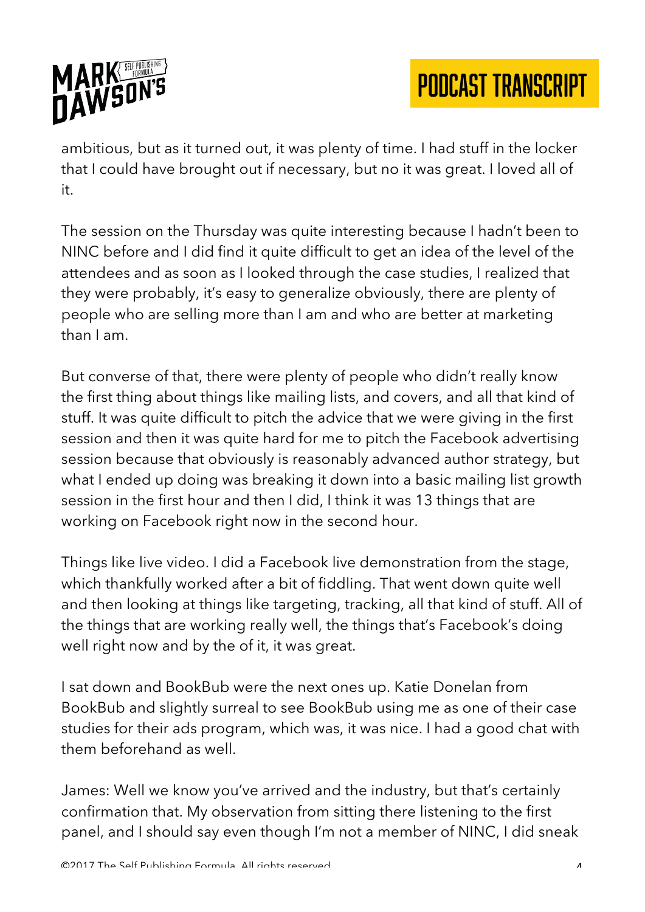ambitious, but as it turned out, it was plenty of time. I had stuff in the locker that I could have brought out if necessary, but no it was great. I loved all of it.

The session on the Thursday was quite interesting because I hadn't been to NINC before and I did find it quite difficult to get an idea of the level of the attendees and as soon as I looked through the case studies, I realized that they were probably, it's easy to generalize obviously, there are plenty of people who are selling more than I am and who are better at marketing than I am.

But converse of that, there were plenty of people who didn't really know the first thing about things like mailing lists, and covers, and all that kind of stuff. It was quite difficult to pitch the advice that we were giving in the first session and then it was quite hard for me to pitch the Facebook advertising session because that obviously is reasonably advanced author strategy, but what I ended up doing was breaking it down into a basic mailing list growth session in the first hour and then I did, I think it was 13 things that are working on Facebook right now in the second hour.

Things like live video. I did a Facebook live demonstration from the stage, which thankfully worked after a bit of fiddling. That went down quite well and then looking at things like targeting, tracking, all that kind of stuff. All of the things that are working really well, the things that's Facebook's doing well right now and by the of it, it was great.

I sat down and BookBub were the next ones up. Katie Donelan from BookBub and slightly surreal to see BookBub using me as one of their case studies for their ads program, which was, it was nice. I had a good chat with them beforehand as well.

James: Well we know you've arrived and the industry, but that's certainly confirmation that. My observation from sitting there listening to the first panel, and I should say even though I'm not a member of NINC, I did sneak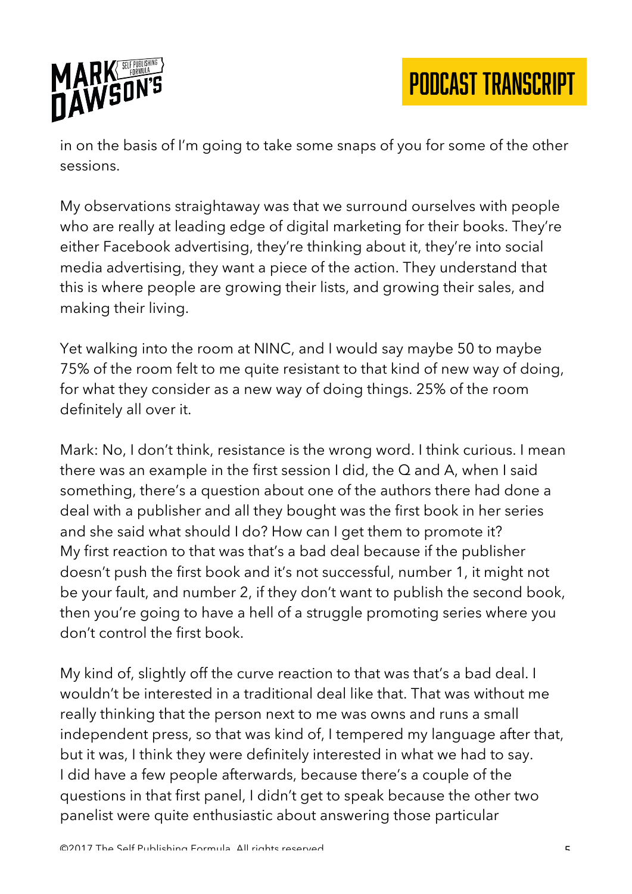in on the basis of I'm going to take some snaps of you for some of the other sessions.

My observations straightaway was that we surround ourselves with people who are really at leading edge of digital marketing for their books. They're either Facebook advertising, they're thinking about it, they're into social media advertising, they want a piece of the action. They understand that this is where people are growing their lists, and growing their sales, and making their living.

Yet walking into the room at NINC, and I would say maybe 50 to maybe 75% of the room felt to me quite resistant to that kind of new way of doing, for what they consider as a new way of doing things. 25% of the room definitely all over it.

Mark: No, I don't think, resistance is the wrong word. I think curious. I mean there was an example in the first session I did, the Q and A, when I said something, there's a question about one of the authors there had done a deal with a publisher and all they bought was the first book in her series and she said what should I do? How can I get them to promote it? My first reaction to that was that's a bad deal because if the publisher doesn't push the first book and it's not successful, number 1, it might not be your fault, and number 2, if they don't want to publish the second book, then you're going to have a hell of a struggle promoting series where you don't control the first book.

My kind of, slightly off the curve reaction to that was that's a bad deal. I wouldn't be interested in a traditional deal like that. That was without me really thinking that the person next to me was owns and runs a small independent press, so that was kind of, I tempered my language after that, but it was, I think they were definitely interested in what we had to say. I did have a few people afterwards, because there's a couple of the questions in that first panel, I didn't get to speak because the other two panelist were quite enthusiastic about answering those particular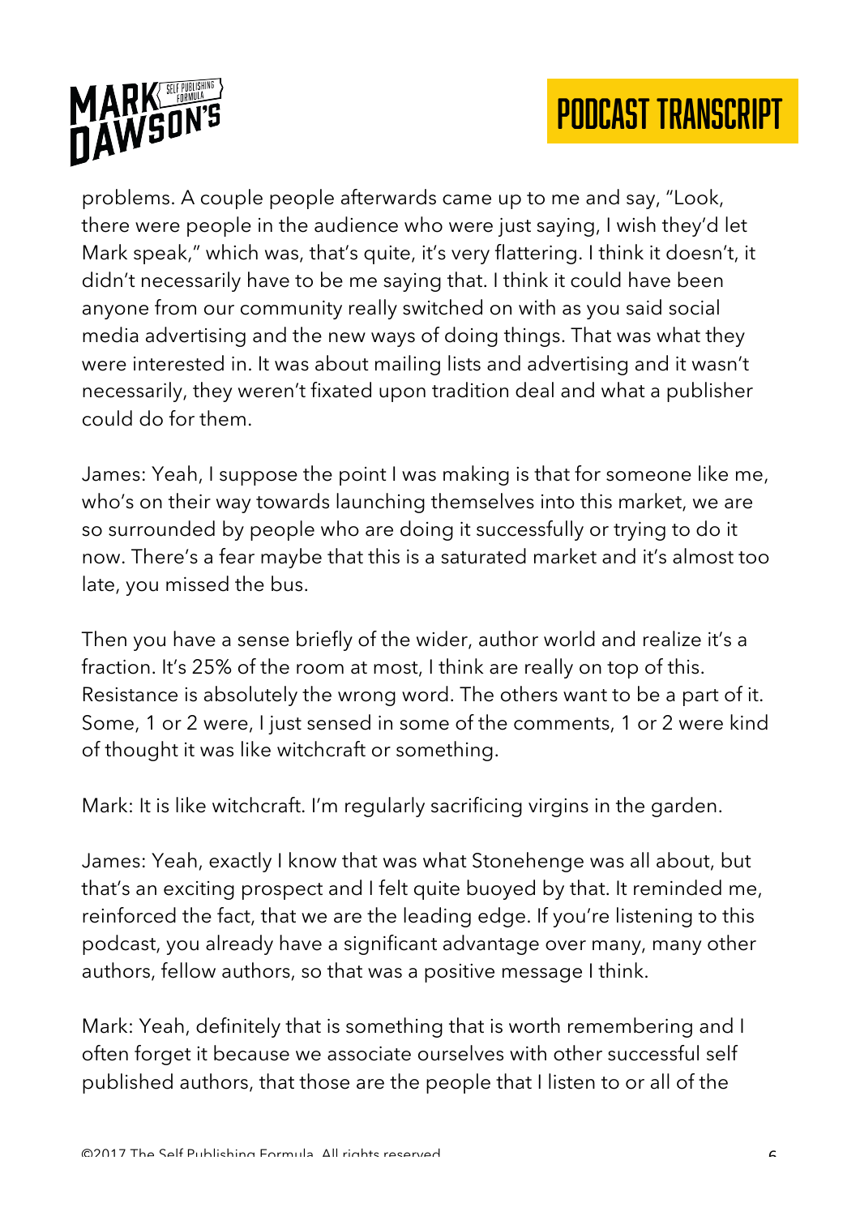problems. A couple people afterwards came up to me and say, "Look, there were people in the audience who were just saying, I wish they'd let Mark speak," which was, that's quite, it's very flattering. I think it doesn't, it didn't necessarily have to be me saying that. I think it could have been anyone from our community really switched on with as you said social media advertising and the new ways of doing things. That was what they were interested in. It was about mailing lists and advertising and it wasn't necessarily, they weren't fixated upon tradition deal and what a publisher could do for them.

James: Yeah, I suppose the point I was making is that for someone like me, who's on their way towards launching themselves into this market, we are so surrounded by people who are doing it successfully or trying to do it now. There's a fear maybe that this is a saturated market and it's almost too late, you missed the bus.

Then you have a sense briefly of the wider, author world and realize it's a fraction. It's 25% of the room at most, I think are really on top of this. Resistance is absolutely the wrong word. The others want to be a part of it. Some, 1 or 2 were, I just sensed in some of the comments, 1 or 2 were kind of thought it was like witchcraft or something.

Mark: It is like witchcraft. I'm regularly sacrificing virgins in the garden.

James: Yeah, exactly I know that was what Stonehenge was all about, but that's an exciting prospect and I felt quite buoyed by that. It reminded me, reinforced the fact, that we are the leading edge. If you're listening to this podcast, you already have a significant advantage over many, many other authors, fellow authors, so that was a positive message I think.

Mark: Yeah, definitely that is something that is worth remembering and I often forget it because we associate ourselves with other successful self published authors, that those are the people that I listen to or all of the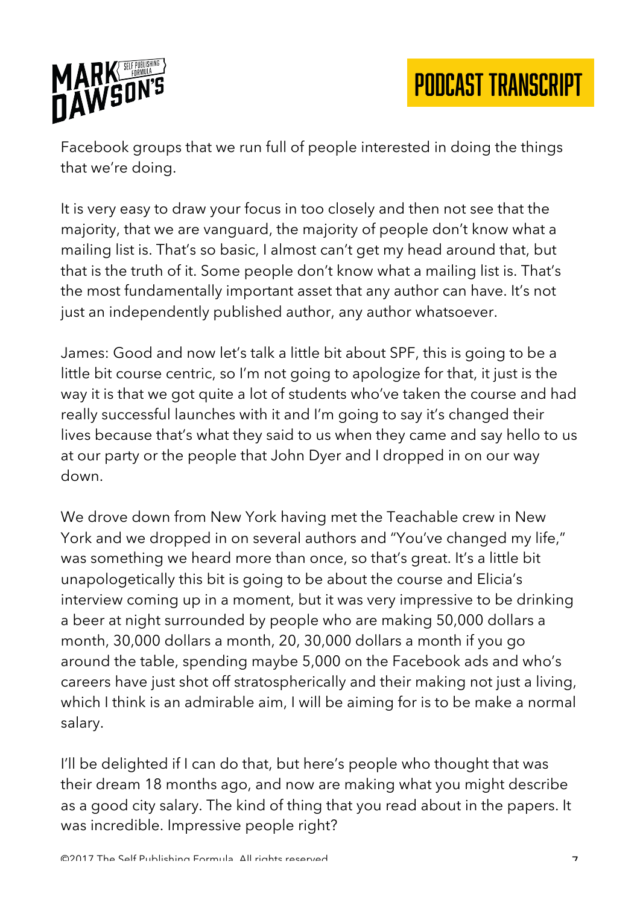Facebook groups that we run full of people interested in doing the things that we're doing.

It is very easy to draw your focus in too closely and then not see that the majority, that we are vanguard, the majority of people don't know what a mailing list is. That's so basic, I almost can't get my head around that, but that is the truth of it. Some people don't know what a mailing list is. That's the most fundamentally important asset that any author can have. It's not just an independently published author, any author whatsoever.

James: Good and now let's talk a little bit about SPF, this is going to be a little bit course centric, so I'm not going to apologize for that, it just is the way it is that we got quite a lot of students who've taken the course and had really successful launches with it and I'm going to say it's changed their lives because that's what they said to us when they came and say hello to us at our party or the people that John Dyer and I dropped in on our way down.

We drove down from New York having met the Teachable crew in New York and we dropped in on several authors and "You've changed my life," was something we heard more than once, so that's great. It's a little bit unapologetically this bit is going to be about the course and Elicia's interview coming up in a moment, but it was very impressive to be drinking a beer at night surrounded by people who are making 50,000 dollars a month, 30,000 dollars a month, 20, 30,000 dollars a month if you go around the table, spending maybe 5,000 on the Facebook ads and who's careers have just shot off stratospherically and their making not just a living, which I think is an admirable aim, I will be aiming for is to be make a normal salary.

I'll be delighted if I can do that, but here's people who thought that was their dream 18 months ago, and now are making what you might describe as a good city salary. The kind of thing that you read about in the papers. It was incredible. Impressive people right?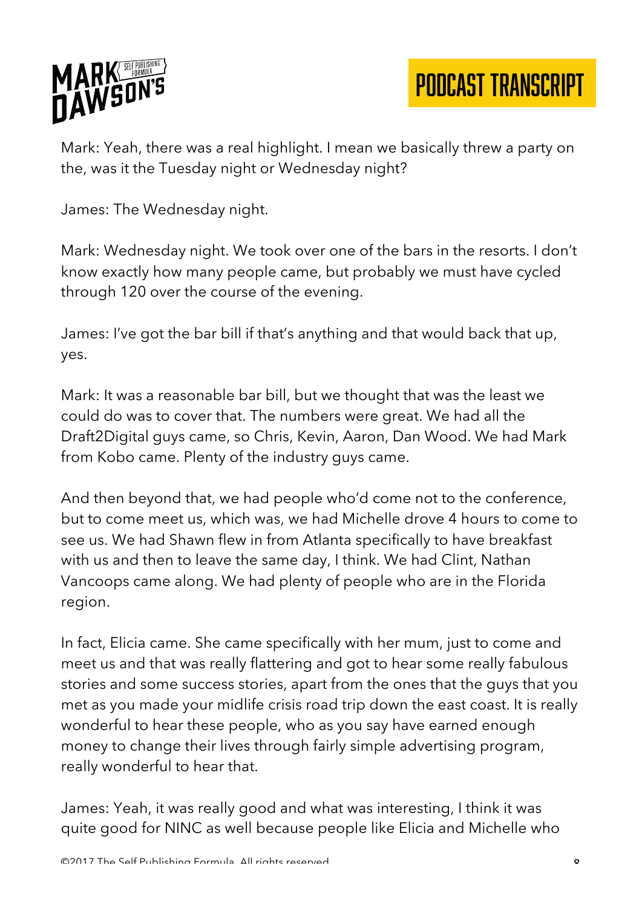Mark: Yeah, there was a real highlight. I mean we basically threw a party on the, was it the Tuesday night or Wednesday night?

James: The Wednesday night.

Mark: Wednesday night. We took over one of the bars in the resorts. I don't know exactly how many people came, but probably we must have cycled through 120 over the course of the evening.

James: I've got the bar bill if that's anything and that would back that up, yes.

Mark: It was a reasonable bar bill, but we thought that was the least we could do was to cover that. The numbers were great. We had all the Draft2Digital guys came, so Chris, Kevin, Aaron, Dan Wood. We had Mark from Kobo came. Plenty of the industry guys came.

And then beyond that, we had people who'd come not to the conference, but to come meet us, which was, we had Michelle drove 4 hours to come to see us. We had Shawn flew in from Atlanta specifically to have breakfast with us and then to leave the same day, I think. We had Clint, Nathan Vancoops came along. We had plenty of people who are in the Florida region.

In fact, Elicia came. She came specifically with her mum, just to come and meet us and that was really flattering and got to hear some really fabulous stories and some success stories, apart from the ones that the guys that you met as you made your midlife crisis road trip down the east coast. It is really wonderful to hear these people, who as you say have earned enough money to change their lives through fairly simple advertising program, really wonderful to hear that.

James: Yeah, it was really good and what was interesting, I think it was quite good for NINC as well because people like Elicia and Michelle who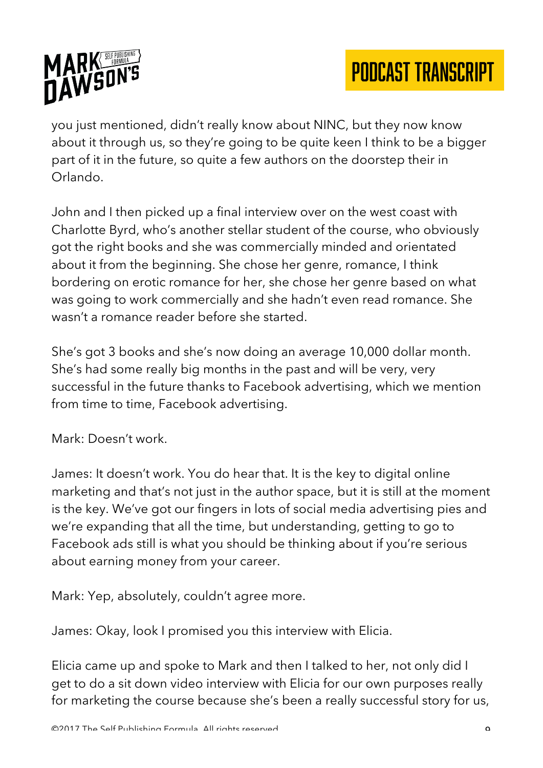you just mentioned, didn't really know about NINC, but they now know about it through us, so they're going to be quite keen I think to be a bigger part of it in the future, so quite a few authors on the doorstep their in Orlando.

John and I then picked up a final interview over on the west coast with Charlotte Byrd, who's another stellar student of the course, who obviously got the right books and she was commercially minded and orientated about it from the beginning. She chose her genre, romance, I think bordering on erotic romance for her, she chose her genre based on what was going to work commercially and she hadn't even read romance. She wasn't a romance reader before she started.

She's got 3 books and she's now doing an average 10,000 dollar month. She's had some really big months in the past and will be very, very successful in the future thanks to Facebook advertising, which we mention from time to time, Facebook advertising.

Mark: Doesn't work.

James: It doesn't work. You do hear that. It is the key to digital online marketing and that's not just in the author space, but it is still at the moment is the key. We've got our fingers in lots of social media advertising pies and we're expanding that all the time, but understanding, getting to go to Facebook ads still is what you should be thinking about if you're serious about earning money from your career.

Mark: Yep, absolutely, couldn't agree more.

James: Okay, look I promised you this interview with Elicia.

Elicia came up and spoke to Mark and then I talked to her, not only did I get to do a sit down video interview with Elicia for our own purposes really for marketing the course because she's been a really successful story for us,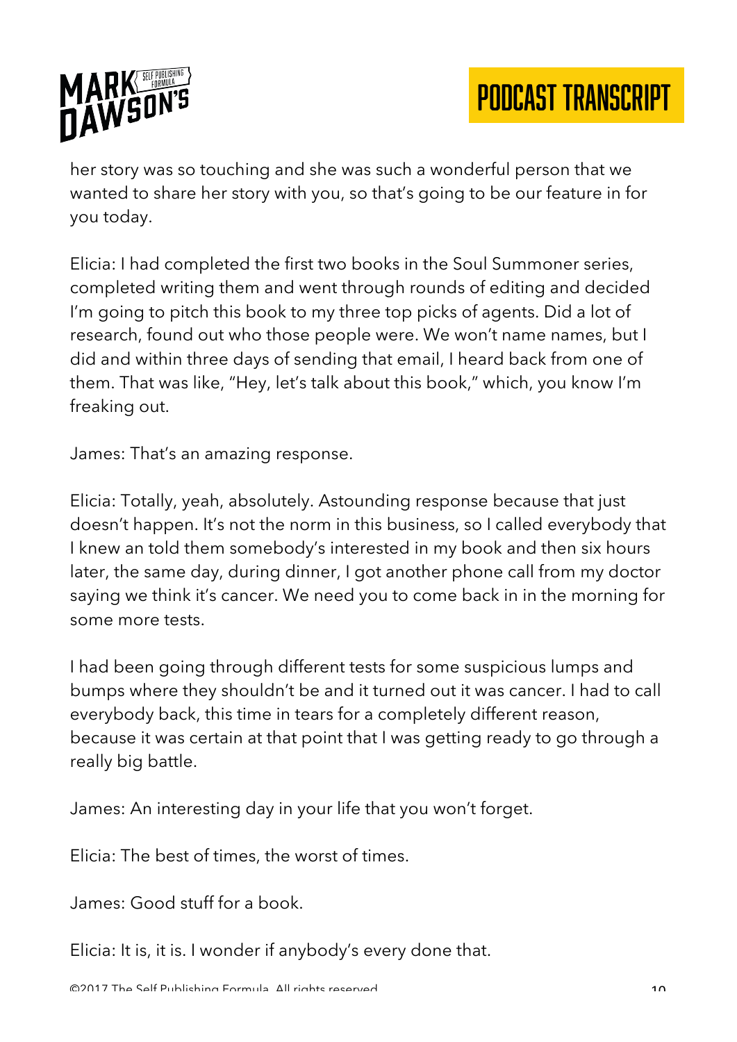her story was so touching and she was such a wonderful person that we wanted to share her story with you, so that's going to be our feature in for you today.

Elicia: I had completed the first two books in the Soul Summoner series, completed writing them and went through rounds of editing and decided I'm going to pitch this book to my three top picks of agents. Did a lot of research, found out who those people were. We won't name names, but I did and within three days of sending that email, I heard back from one of them. That was like, "Hey, let's talk about this book," which, you know I'm freaking out.

James: That's an amazing response.

Elicia: Totally, yeah, absolutely. Astounding response because that just doesn't happen. It's not the norm in this business, so I called everybody that I knew an told them somebody's interested in my book and then six hours later, the same day, during dinner, I got another phone call from my doctor saying we think it's cancer. We need you to come back in in the morning for some more tests.

I had been going through different tests for some suspicious lumps and bumps where they shouldn't be and it turned out it was cancer. I had to call everybody back, this time in tears for a completely different reason, because it was certain at that point that I was getting ready to go through a really big battle.

James: An interesting day in your life that you won't forget.

Elicia: The best of times, the worst of times.

James: Good stuff for a book.

Elicia: It is, it is. I wonder if anybody's every done that.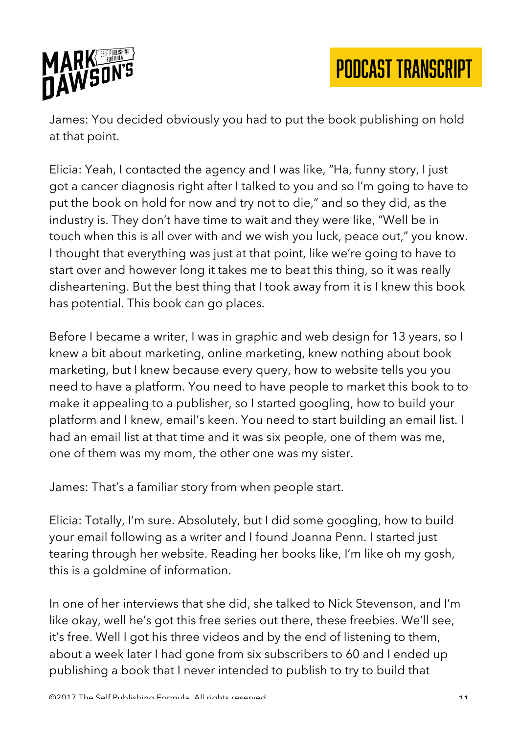James: You decided obviously you had to put the book publishing on hold at that point.

Elicia: Yeah, I contacted the agency and I was like, "Ha, funny story, I just got a cancer diagnosis right after I talked to you and so I'm going to have to put the book on hold for now and try not to die," and so they did, as the industry is. They don't have time to wait and they were like, "Well be in touch when this is all over with and we wish you luck, peace out," you know. I thought that everything was just at that point, like we're going to have to start over and however long it takes me to beat this thing, so it was really disheartening. But the best thing that I took away from it is I knew this book has potential. This book can go places.

Before I became a writer, I was in graphic and web design for 13 years, so I knew a bit about marketing, online marketing, knew nothing about book marketing, but I knew because every query, how to website tells you you need to have a platform. You need to have people to market this book to to make it appealing to a publisher, so I started googling, how to build your platform and I knew, email's keen. You need to start building an email list. I had an email list at that time and it was six people, one of them was me, one of them was my mom, the other one was my sister.

James: That's a familiar story from when people start.

Elicia: Totally, I'm sure. Absolutely, but I did some googling, how to build your email following as a writer and I found Joanna Penn. I started just tearing through her website. Reading her books like, I'm like oh my gosh, this is a goldmine of information.

In one of her interviews that she did, she talked to Nick Stevenson, and I'm like okay, well he's got this free series out there, these freebies. We'll see, it's free. Well I got his three videos and by the end of listening to them, about a week later I had gone from six subscribers to 60 and I ended up publishing a book that I never intended to publish to try to build that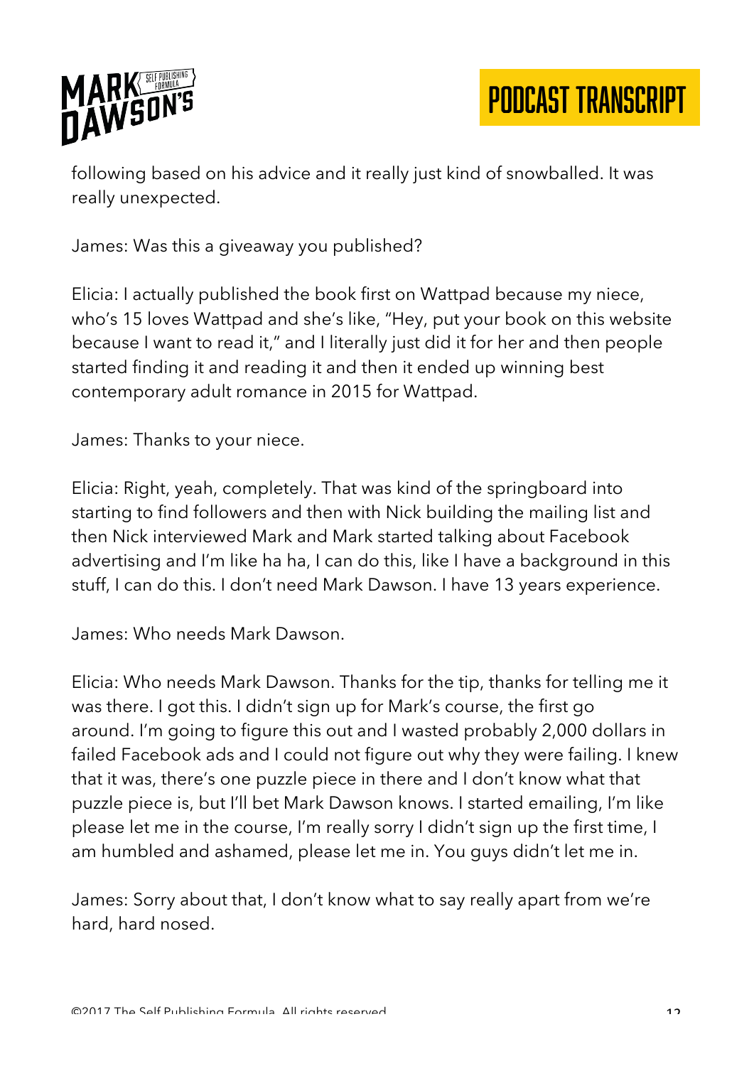following based on his advice and it really just kind of snowballed. It was really unexpected.

James: Was this a giveaway you published?

Elicia: I actually published the book first on Wattpad because my niece, who's 15 loves Wattpad and she's like, "Hey, put your book on this website because I want to read it," and I literally just did it for her and then people started finding it and reading it and then it ended up winning best contemporary adult romance in 2015 for Wattpad.

James: Thanks to your niece.

Elicia: Right, yeah, completely. That was kind of the springboard into starting to find followers and then with Nick building the mailing list and then Nick interviewed Mark and Mark started talking about Facebook advertising and I'm like ha ha, I can do this, like I have a background in this stuff, I can do this. I don't need Mark Dawson. I have 13 years experience.

James: Who needs Mark Dawson.

Elicia: Who needs Mark Dawson. Thanks for the tip, thanks for telling me it was there. I got this. I didn't sign up for Mark's course, the first go around. I'm going to figure this out and I wasted probably 2,000 dollars in failed Facebook ads and I could not figure out why they were failing. I knew that it was, there's one puzzle piece in there and I don't know what that puzzle piece is, but I'll bet Mark Dawson knows. I started emailing, I'm like please let me in the course, I'm really sorry I didn't sign up the first time, I am humbled and ashamed, please let me in. You guys didn't let me in.

James: Sorry about that, I don't know what to say really apart from we're hard, hard nosed.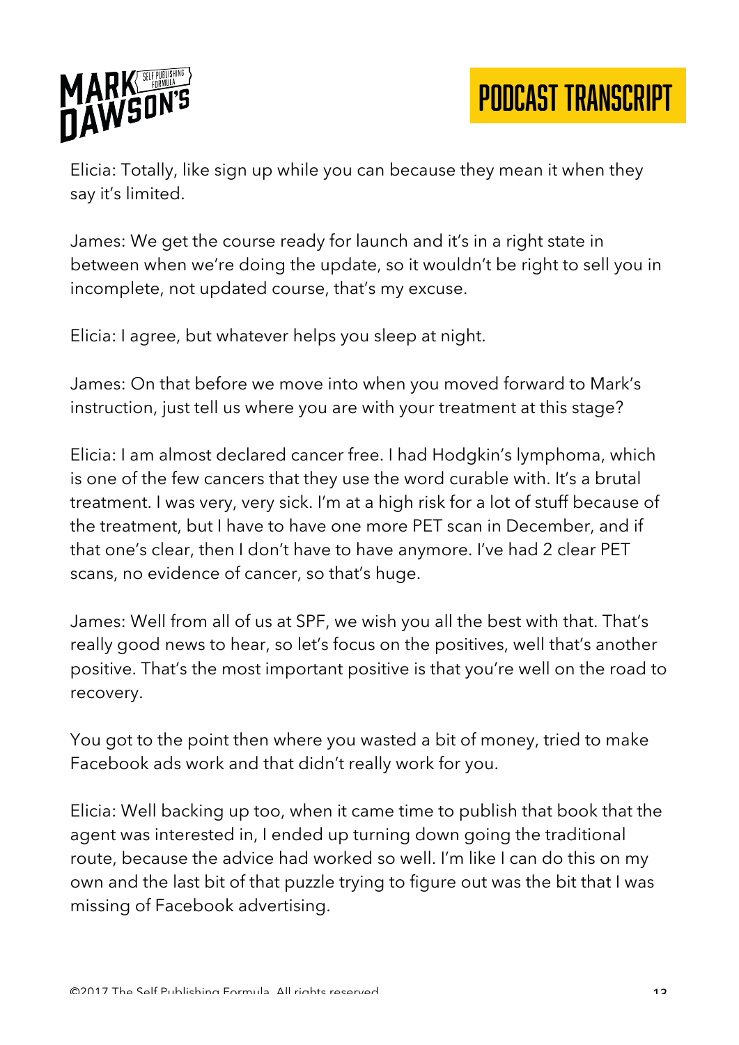Elicia: Totally, like sign up while you can because they mean it when they say it's limited.

James: We get the course ready for launch and it's in a right state in between when we're doing the update, so it wouldn't be right to sell you in incomplete, not updated course, that's my excuse.

Elicia: I agree, but whatever helps you sleep at night.

James: On that before we move into when you moved forward to Mark's instruction, just tell us where you are with your treatment at this stage?

Elicia: I am almost declared cancer free. I had Hodgkin's lymphoma, which is one of the few cancers that they use the word curable with. It's a brutal treatment. I was very, very sick. I'm at a high risk for a lot of stuff because of the treatment, but I have to have one more PET scan in December, and if that one's clear, then I don't have to have anymore. I've had 2 clear PET scans, no evidence of cancer, so that's huge.

James: Well from all of us at SPF, we wish you all the best with that. That's really good news to hear, so let's focus on the positives, well that's another positive. That's the most important positive is that you're well on the road to recovery.

You got to the point then where you wasted a bit of money, tried to make Facebook ads work and that didn't really work for you.

Elicia: Well backing up too, when it came time to publish that book that the agent was interested in, I ended up turning down going the traditional route, because the advice had worked so well. I'm like I can do this on my own and the last bit of that puzzle trying to figure out was the bit that I was missing of Facebook advertising.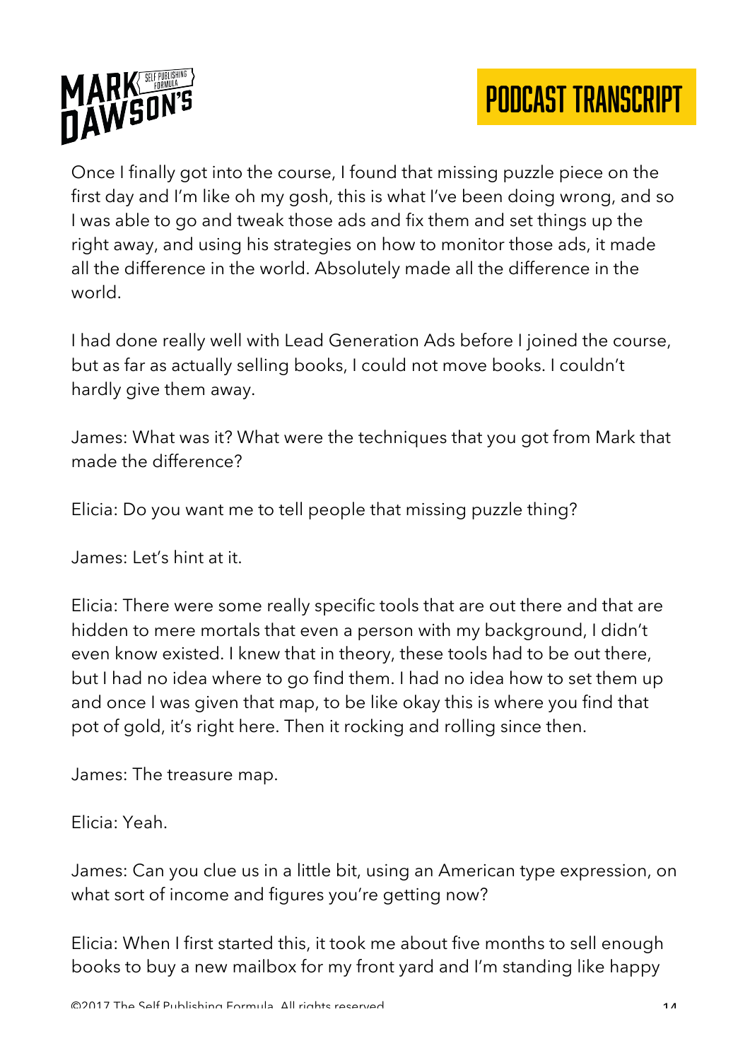Once I finally got into the course, I found that missing puzzle piece on the first day and I'm like oh my gosh, this is what I've been doing wrong, and so I was able to go and tweak those ads and fix them and set things up the right away, and using his strategies on how to monitor those ads, it made all the difference in the world. Absolutely made all the difference in the world.

I had done really well with Lead Generation Ads before I joined the course, but as far as actually selling books, I could not move books. I couldn't hardly give them away.

James: What was it? What were the techniques that you got from Mark that made the difference?

Elicia: Do you want me to tell people that missing puzzle thing?

James: Let's hint at it.

Elicia: There were some really specific tools that are out there and that are hidden to mere mortals that even a person with my background, I didn't even know existed. I knew that in theory, these tools had to be out there, but I had no idea where to go find them. I had no idea how to set them up and once I was given that map, to be like okay this is where you find that pot of gold, it's right here. Then it rocking and rolling since then.

James: The treasure map.

Elicia: Yeah.

James: Can you clue us in a little bit, using an American type expression, on what sort of income and figures you're getting now?

Elicia: When I first started this, it took me about five months to sell enough books to buy a new mailbox for my front yard and I'm standing like happy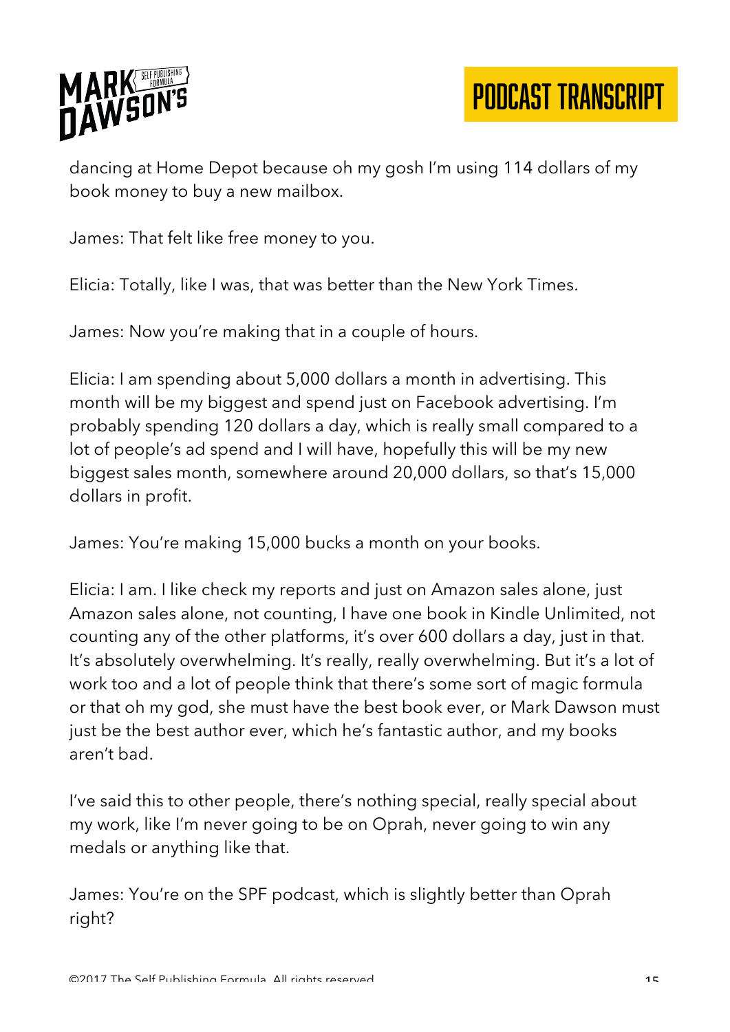dancing at Home Depot because oh my gosh I'm using 114 dollars of my book money to buy a new mailbox.

James: That felt like free money to you.

Elicia: Totally, like I was, that was better than the New York Times.

James: Now you're making that in a couple of hours.

Elicia: I am spending about 5,000 dollars a month in advertising. This month will be my biggest and spend just on Facebook advertising. I'm probably spending 120 dollars a day, which is really small compared to a lot of people's ad spend and I will have, hopefully this will be my new biggest sales month, somewhere around 20,000 dollars, so that's 15,000 dollars in profit.

James: You're making 15,000 bucks a month on your books.

Elicia: I am. I like check my reports and just on Amazon sales alone, just Amazon sales alone, not counting, I have one book in Kindle Unlimited, not counting any of the other platforms, it's over 600 dollars a day, just in that. It's absolutely overwhelming. It's really, really overwhelming. But it's a lot of work too and a lot of people think that there's some sort of magic formula or that oh my god, she must have the best book ever, or Mark Dawson must just be the best author ever, which he's fantastic author, and my books aren't bad.

I've said this to other people, there's nothing special, really special about my work, like I'm never going to be on Oprah, never going to win any medals or anything like that.

James: You're on the SPF podcast, which is slightly better than Oprah right?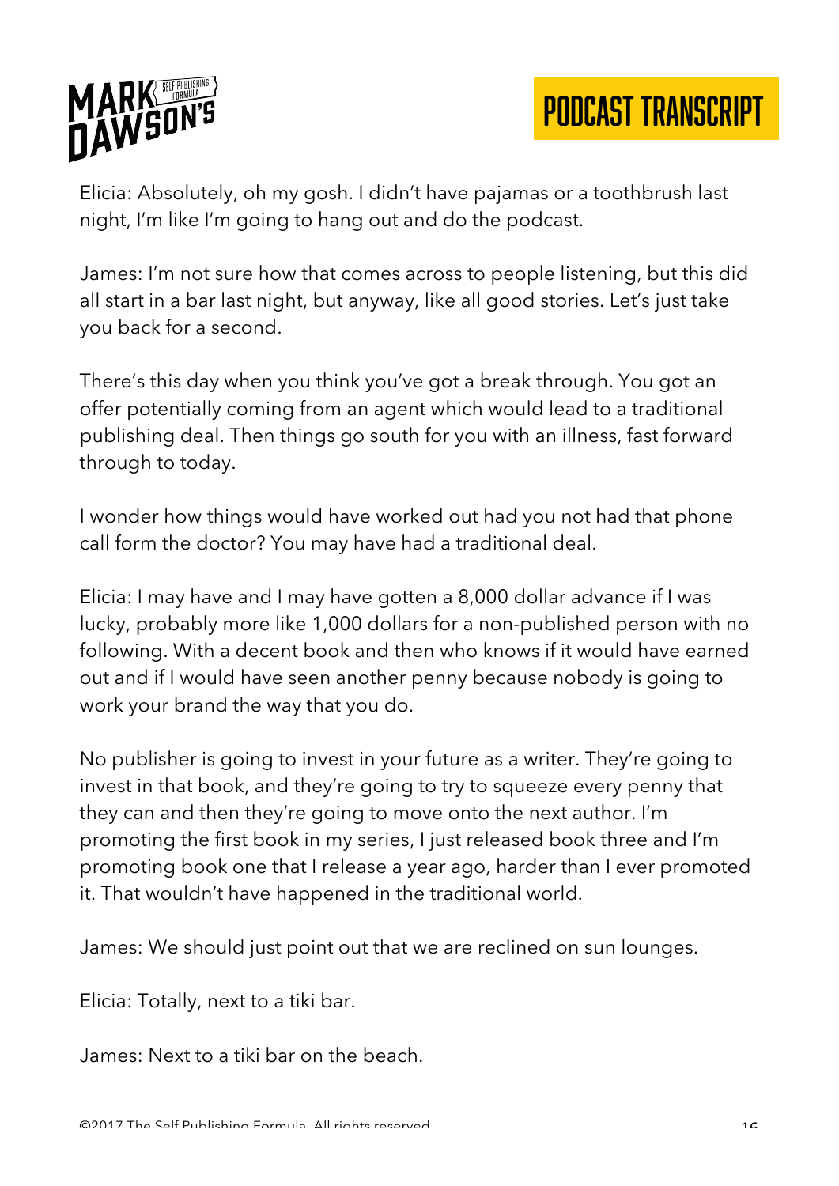Elicia: Absolutely, oh my gosh. I didn't have pajamas or a toothbrush last night, I'm like I'm going to hang out and do the podcast.

James: I'm not sure how that comes across to people listening, but this did all start in a bar last night, but anyway, like all good stories. Let's just take you back for a second.

There's this day when you think you've got a break through. You got an offer potentially coming from an agent which would lead to a traditional publishing deal. Then things go south for you with an illness, fast forward through to today.

I wonder how things would have worked out had you not had that phone call form the doctor? You may have had a traditional deal.

Elicia: I may have and I may have gotten a 8,000 dollar advance if I was lucky, probably more like 1,000 dollars for a non-published person with no following. With a decent book and then who knows if it would have earned out and if I would have seen another penny because nobody is going to work your brand the way that you do.

No publisher is going to invest in your future as a writer. They're going to invest in that book, and they're going to try to squeeze every penny that they can and then they're going to move onto the next author. I'm promoting the first book in my series, I just released book three and I'm promoting book one that I release a year ago, harder than I ever promoted it. That wouldn't have happened in the traditional world.

James: We should just point out that we are reclined on sun lounges.

Elicia: Totally, next to a tiki bar.

James: Next to a tiki bar on the beach.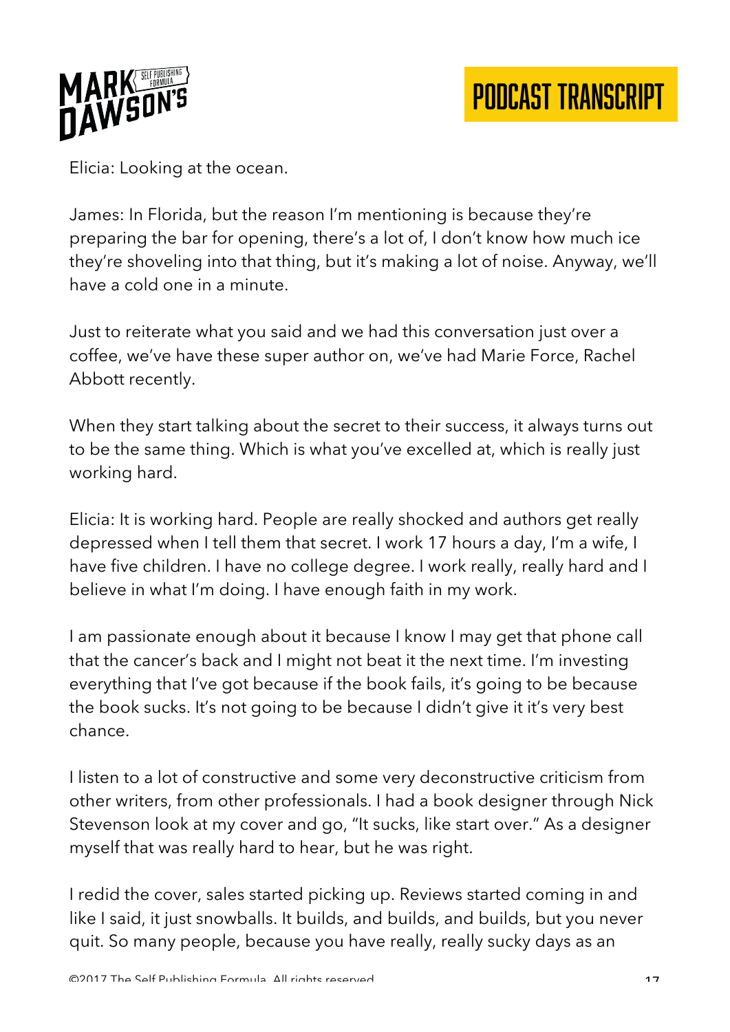Elicia: Looking at the ocean.

James: In Florida, but the reason I'm mentioning is because they're preparing the bar for opening, there's a lot of, I don't know how much ice they're shoveling into that thing, but it's making a lot of noise. Anyway, we'll have a cold one in a minute.

Just to reiterate what you said and we had this conversation just over a coffee, we've have these super author on, we've had Marie Force, Rachel Abbott recently.

When they start talking about the secret to their success, it always turns out to be the same thing. Which is what you've excelled at, which is really just working hard.

Elicia: It is working hard. People are really shocked and authors get really depressed when I tell them that secret. I work 17 hours a day, I'm a wife, I have five children. I have no college degree. I work really, really hard and I believe in what I'm doing. I have enough faith in my work.

I am passionate enough about it because I know I may get that phone call that the cancer's back and I might not beat it the next time. I'm investing everything that I've got because if the book fails, it's going to be because the book sucks. It's not going to be because I didn't give it it's very best chance.

I listen to a lot of constructive and some very deconstructive criticism from other writers, from other professionals. I had a book designer through Nick Stevenson look at my cover and go, "It sucks, like start over." As a designer myself that was really hard to hear, but he was right.

I redid the cover, sales started picking up. Reviews started coming in and like I said, it just snowballs. It builds, and builds, and builds, but you never quit. So many people, because you have really, really sucky days as an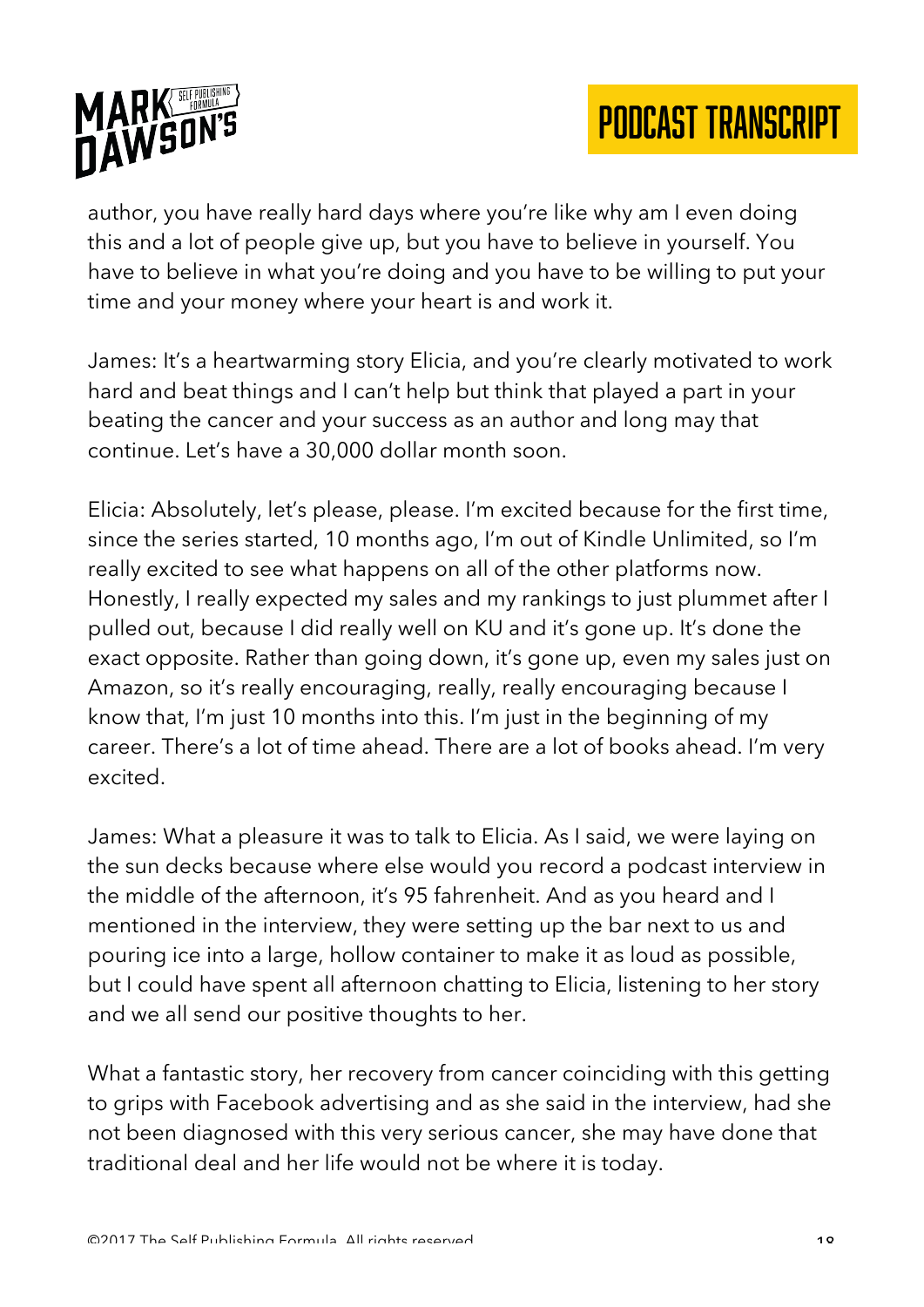author, you have really hard days where you're like why am I even doing this and a lot of people give up, but you have to believe in yourself. You have to believe in what you're doing and you have to be willing to put your time and your money where your heart is and work it.

James: It's a heartwarming story Elicia, and you're clearly motivated to work hard and beat things and I can't help but think that played a part in your beating the cancer and your success as an author and long may that continue. Let's have a 30,000 dollar month soon.

Elicia: Absolutely, let's please, please. I'm excited because for the first time, since the series started, 10 months ago, I'm out of Kindle Unlimited, so I'm really excited to see what happens on all of the other platforms now. Honestly, I really expected my sales and my rankings to just plummet after I pulled out, because I did really well on KU and it's gone up. It's done the exact opposite. Rather than going down, it's gone up, even my sales just on Amazon, so it's really encouraging, really, really encouraging because I know that, I'm just 10 months into this. I'm just in the beginning of my career. There's a lot of time ahead. There are a lot of books ahead. I'm very excited.

James: What a pleasure it was to talk to Elicia. As I said, we were laying on the sun decks because where else would you record a podcast interview in the middle of the afternoon, it's 95 fahrenheit. And as you heard and I mentioned in the interview, they were setting up the bar next to us and pouring ice into a large, hollow container to make it as loud as possible, but I could have spent all afternoon chatting to Elicia, listening to her story and we all send our positive thoughts to her.

What a fantastic story, her recovery from cancer coinciding with this getting to grips with Facebook advertising and as she said in the interview, had she not been diagnosed with this very serious cancer, she may have done that traditional deal and her life would not be where it is today.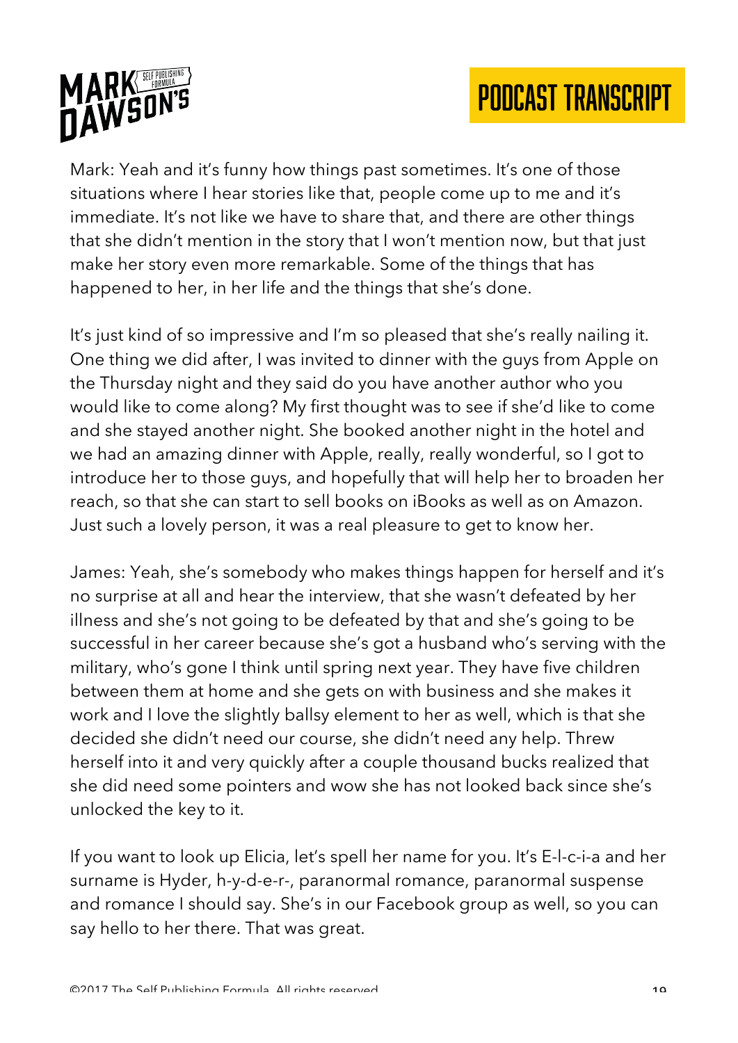Mark: Yeah and it's funny how things past sometimes. It's one of those situations where I hear stories like that, people come up to me and it's immediate. It's not like we have to share that, and there are other things that she didn't mention in the story that I won't mention now, but that just make her story even more remarkable. Some of the things that has happened to her, in her life and the things that she's done.

It's just kind of so impressive and I'm so pleased that she's really nailing it. One thing we did after, I was invited to dinner with the guys from Apple on the Thursday night and they said do you have another author who you would like to come along? My first thought was to see if she'd like to come and she stayed another night. She booked another night in the hotel and we had an amazing dinner with Apple, really, really wonderful, so I got to introduce her to those guys, and hopefully that will help her to broaden her reach, so that she can start to sell books on iBooks as well as on Amazon. Just such a lovely person, it was a real pleasure to get to know her.

James: Yeah, she's somebody who makes things happen for herself and it's no surprise at all and hear the interview, that she wasn't defeated by her illness and she's not going to be defeated by that and she's going to be successful in her career because she's got a husband who's serving with the military, who's gone I think until spring next year. They have five children between them at home and she gets on with business and she makes it work and I love the slightly ballsy element to her as well, which is that she decided she didn't need our course, she didn't need any help. Threw herself into it and very quickly after a couple thousand bucks realized that she did need some pointers and wow she has not looked back since she's unlocked the key to it.

If you want to look up Elicia, let's spell her name for you. It's E-l-c-i-a and her surname is Hyder, h-y-d-e-r-, paranormal romance, paranormal suspense and romance I should say. She's in our Facebook group as well, so you can say hello to her there. That was great.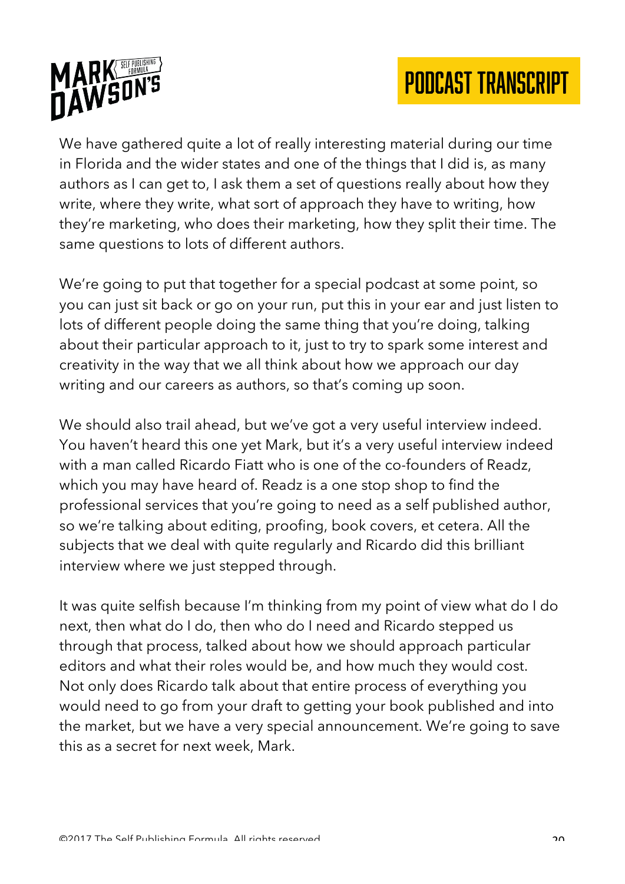We have gathered quite a lot of really interesting material during our time in Florida and the wider states and one of the things that I did is, as many authors as I can get to, I ask them a set of questions really about how they write, where they write, what sort of approach they have to writing, how they're marketing, who does their marketing, how they split their time. The same questions to lots of different authors.

We're going to put that together for a special podcast at some point, so you can just sit back or go on your run, put this in your ear and just listen to lots of different people doing the same thing that you're doing, talking about their particular approach to it, just to try to spark some interest and creativity in the way that we all think about how we approach our day writing and our careers as authors, so that's coming up soon.

We should also trail ahead, but we've got a very useful interview indeed. You haven't heard this one yet Mark, but it's a very useful interview indeed with a man called Ricardo Fiatt who is one of the co-founders of Readz, which you may have heard of. Readz is a one stop shop to find the professional services that you're going to need as a self published author, so we're talking about editing, proofing, book covers, et cetera. All the subjects that we deal with quite regularly and Ricardo did this brilliant interview where we just stepped through.

It was quite selfish because I'm thinking from my point of view what do I do next, then what do I do, then who do I need and Ricardo stepped us through that process, talked about how we should approach particular editors and what their roles would be, and how much they would cost. Not only does Ricardo talk about that entire process of everything you would need to go from your draft to getting your book published and into the market, but we have a very special announcement. We're going to save this as a secret for next week, Mark.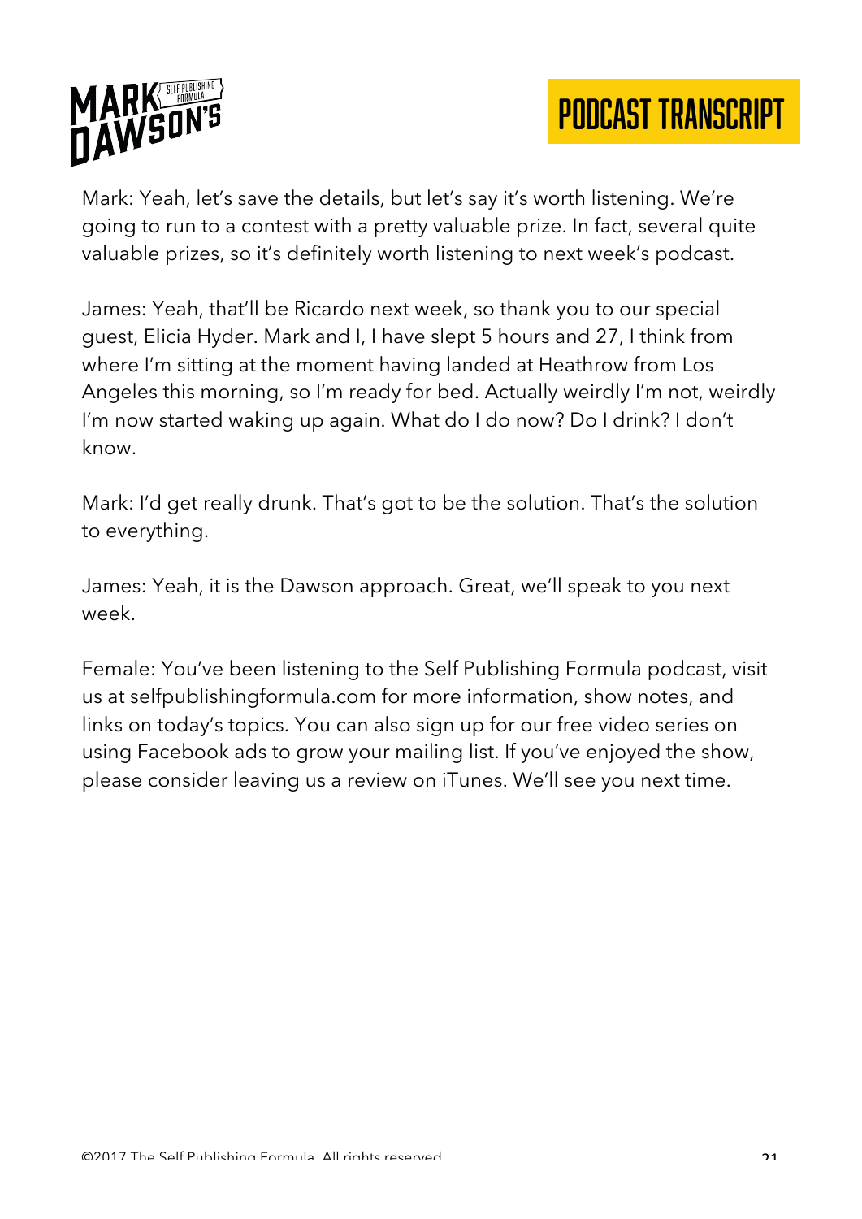Mark: Yeah, let's save the details, but let's say it's worth listening. We're going to run to a contest with a pretty valuable prize. In fact, several quite valuable prizes, so it's definitely worth listening to next week's podcast.

James: Yeah, that'll be Ricardo next week, so thank you to our special guest, Elicia Hyder. Mark and I, I have slept 5 hours and 27, I think from where I'm sitting at the moment having landed at Heathrow from Los Angeles this morning, so I'm ready for bed. Actually weirdly I'm not, weirdly I'm now started waking up again. What do I do now? Do I drink? I don't know.

Mark: I'd get really drunk. That's got to be the solution. That's the solution to everything.

James: Yeah, it is the Dawson approach. Great, we'll speak to you next week.

Female: You've been listening to the Self Publishing Formula podcast, visit us at selfpublishingformula.com for more information, show notes, and links on today's topics. You can also sign up for our free video series on using Facebook ads to grow your mailing list. If you've enjoyed the show, please consider leaving us a review on iTunes. We'll see you next time.